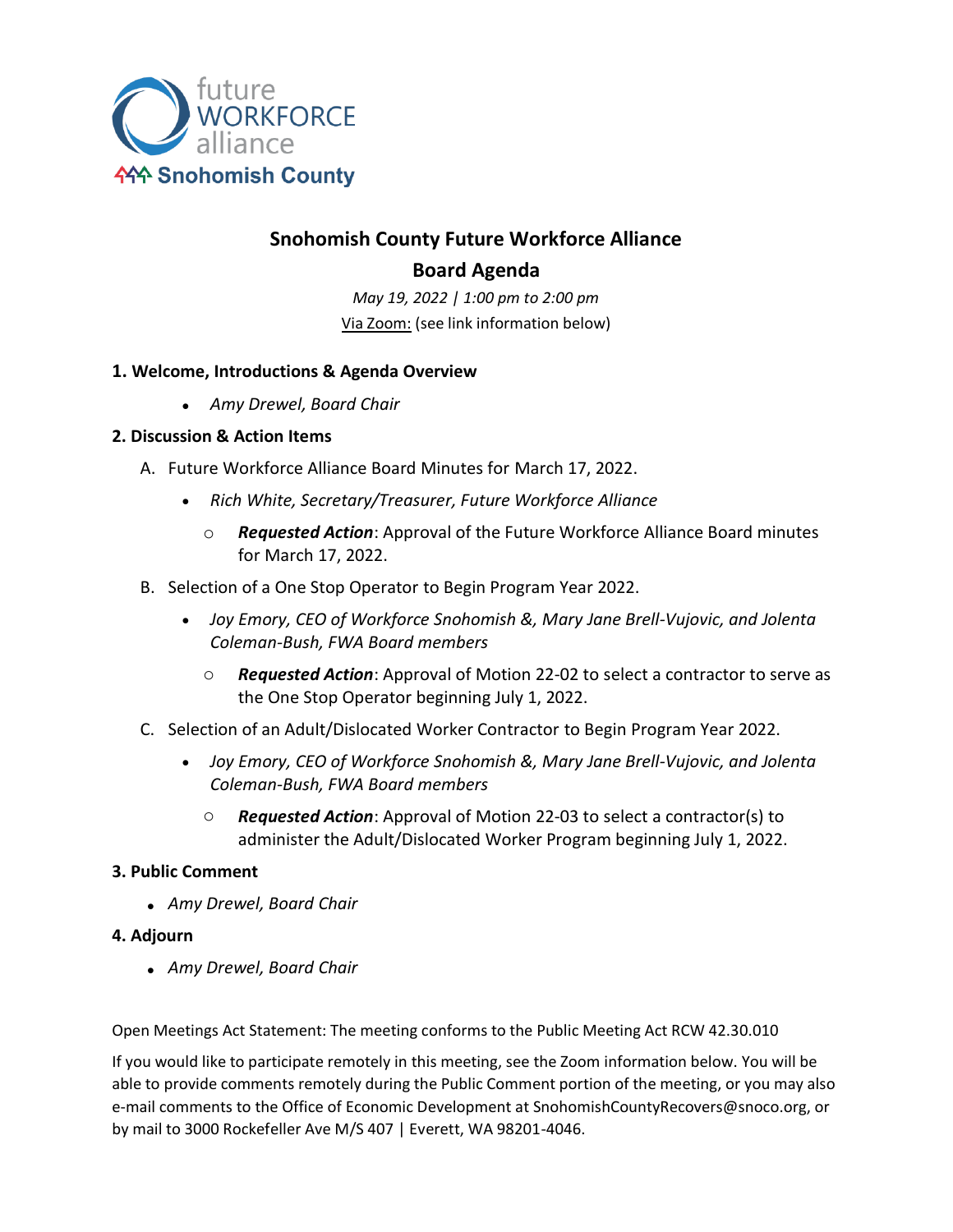# Snohomish County Future Workforce Alliance

## Board Agenda

*May 19, 2022 | 1:00 pm to 2:00 pm*

Via Zoom: (see link information below)

### 1. Welcome, Introductions & Agenda Overview

- *Amy Drewel, Board Chair*

### 2. Discussion & Action Items

A. Future Workforce Alliance Board Minutes for March 17, 2022.

- *Rich White, Secretary/Treasurer, Future Workforce Alliance*
  - ***Requested Action***: Approval of the Future Workforce Alliance Board minutes for March 17, 2022.

B. Selection of a One Stop Operator to Begin Program Year 2022.

- *Joy Emory, CEO of Workforce Snohomish &, Mary Jane Brell-Vujovic, and Jolenta Coleman-Bush, FWA Board members*
  - ***Requested Action***: Approval of Motion 22-02 to select a contractor to serve as the One Stop Operator beginning July 1, 2022.

C. Selection of an Adult/Dislocated Worker Contractor to Begin Program Year 2022.

- *Joy Emory, CEO of Workforce Snohomish &, Mary Jane Brell-Vujovic, and Jolenta Coleman-Bush, FWA Board members*
  - ***Requested Action***: Approval of Motion 22-03 to select a contractor(s) to administer the Adult/Dislocated Worker Program beginning July 1, 2022.

### 3. Public Comment

- *Amy Drewel, Board Chair*

### 4. Adjourn

- *Amy Drewel, Board Chair*

Open Meetings Act Statement: The meeting conforms to the Public Meeting Act RCW 42.30.010

If you would like to participate remotely in this meeting, see the Zoom information below. You will be able to provide comments remotely during the Public Comment portion of the meeting, or you may also e-mail comments to the Office of Economic Development at SnohomishCountyRecovers@snoco.org, or by mail to 3000 Rockefeller Ave M/S 407 | Everett, WA 98201-4046.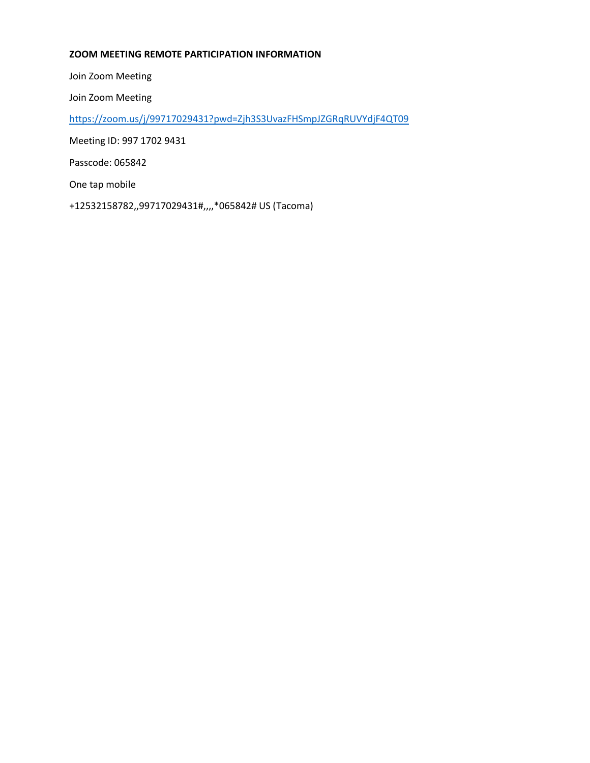**ZOOM MEETING REMOTE PARTICIPATION INFORMATION**

Join Zoom Meeting

Join Zoom Meeting

https://zoom.us/j/99717029431?pwd=Zjh3S3UvazFHSmpJZGRqRUVYdjF4QT09

Meeting ID: 997 1702 9431

Passcode: 065842

One tap mobile

+12532158782,,99717029431#,,,,*065842# US (Tacoma)